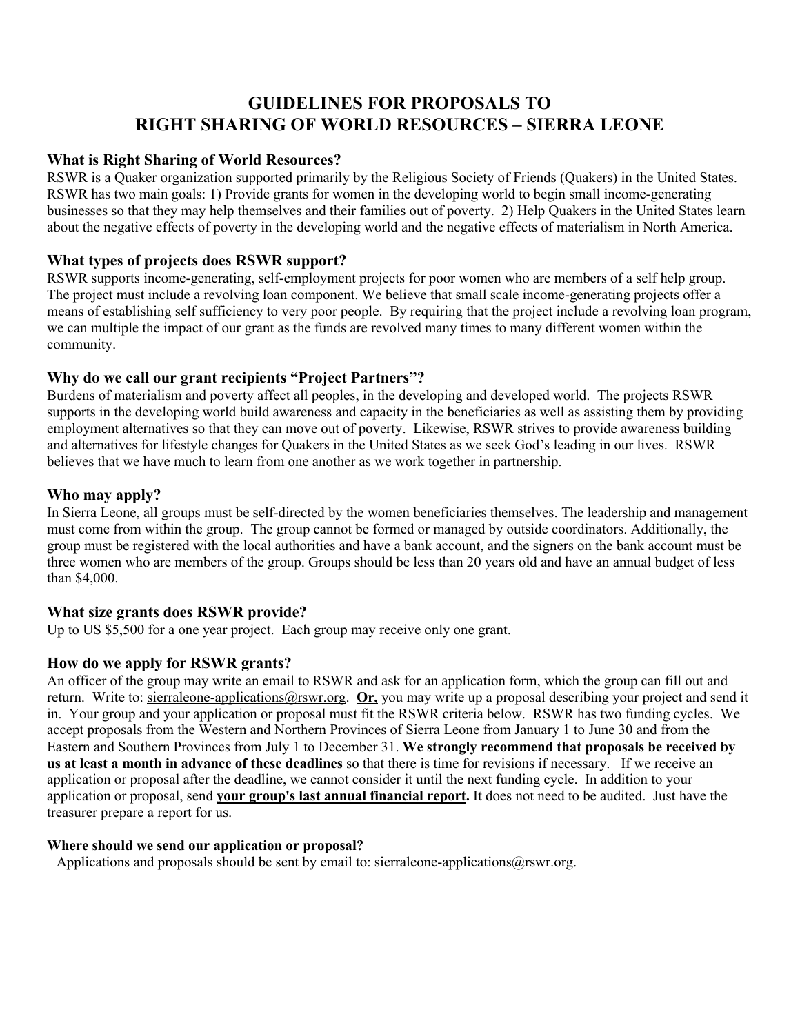# GUIDELINES FOR PROPOSALS TO RIGHT SHARING OF WORLD RESOURCES – SIERRA LEONE

### What is Right Sharing of World Resources?

RSWR is a Quaker organization supported primarily by the Religious Society of Friends (Quakers) in the United States. RSWR has two main goals: 1) Provide grants for women in the developing world to begin small income-generating businesses so that they may help themselves and their families out of poverty. 2) Help Quakers in the United States learn about the negative effects of poverty in the developing world and the negative effects of materialism in North America.

### What types of projects does RSWR support?

RSWR supports income-generating, self-employment projects for poor women who are members of a self help group. The project must include a revolving loan component. We believe that small scale income-generating projects offer a means of establishing self sufficiency to very poor people. By requiring that the project include a revolving loan program, we can multiple the impact of our grant as the funds are revolved many times to many different women within the community.

### Why do we call our grant recipients "Project Partners"?

Burdens of materialism and poverty affect all peoples, in the developing and developed world. The projects RSWR supports in the developing world build awareness and capacity in the beneficiaries as well as assisting them by providing employment alternatives so that they can move out of poverty. Likewise, RSWR strives to provide awareness building and alternatives for lifestyle changes for Quakers in the United States as we seek God's leading in our lives. RSWR believes that we have much to learn from one another as we work together in partnership.

### Who may apply?

In Sierra Leone, all groups must be self-directed by the women beneficiaries themselves. The leadership and management must come from within the group. The group cannot be formed or managed by outside coordinators. Additionally, the group must be registered with the local authorities and have a bank account, and the signers on the bank account must be three women who are members of the group. Groups should be less than 20 years old and have an annual budget of less than $4,000.

### What size grants does RSWR provide?

Up to US $5,500 for a one year project. Each group may receive only one grant.

### How do we apply for RSWR grants?

An officer of the group may write an email to RSWR and ask for an application form, which the group can fill out and return. Write to: sierraleone-applications@rswr.org. **Or,** you may write up a proposal describing your project and send it in. Your group and your application or proposal must fit the RSWR criteria below. RSWR has two funding cycles. We accept proposals from the Western and Northern Provinces of Sierra Leone from January 1 to June 30 and from the Eastern and Southern Provinces from July 1 to December 31. **We strongly recommend that proposals be received by us at least a month in advance of these deadlines** so that there is time for revisions if necessary. If we receive an application or proposal after the deadline, we cannot consider it until the next funding cycle. In addition to your application or proposal, send **your group's last annual financial report.** It does not need to be audited. Just have the treasurer prepare a report for us.

#### Where should we send our application or proposal?

Applications and proposals should be sent by email to: sierraleone-applications@rswr.org.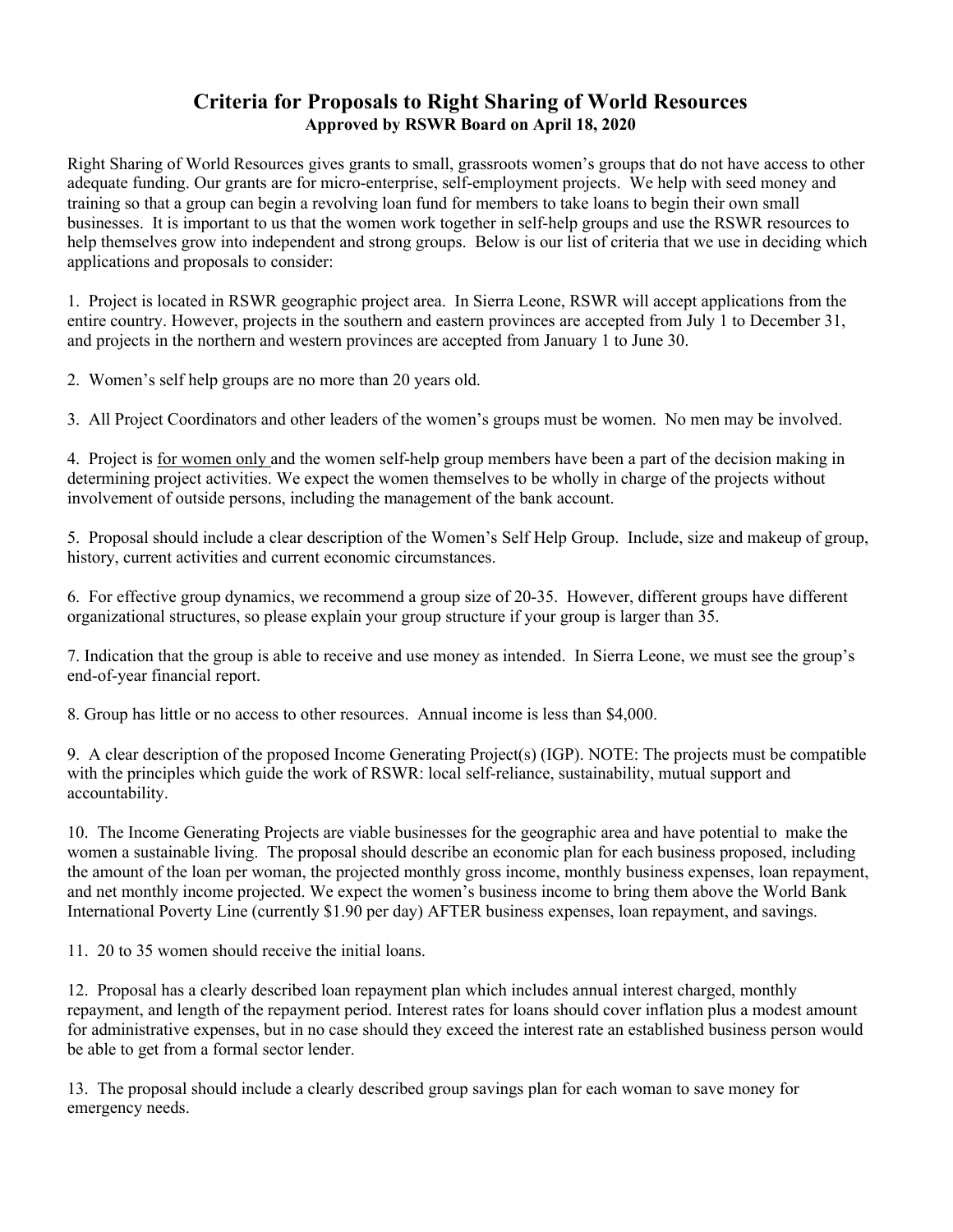# Criteria for Proposals to Right Sharing of World Resources

**Approved by RSWR Board on April 18, 2020**

Right Sharing of World Resources gives grants to small, grassroots women's groups that do not have access to other adequate funding. Our grants are for micro-enterprise, self-employment projects. We help with seed money and training so that a group can begin a revolving loan fund for members to take loans to begin their own small businesses. It is important to us that the women work together in self-help groups and use the RSWR resources to help themselves grow into independent and strong groups. Below is our list of criteria that we use in deciding which applications and proposals to consider:

1. Project is located in RSWR geographic project area. In Sierra Leone, RSWR will accept applications from the entire country. However, projects in the southern and eastern provinces are accepted from July 1 to December 31, and projects in the northern and western provinces are accepted from January 1 to June 30.

2. Women's self help groups are no more than 20 years old.

3. All Project Coordinators and other leaders of the women's groups must be women. No men may be involved.

4. Project is <u>for women only</u> and the women self-help group members have been a part of the decision making in determining project activities. We expect the women themselves to be wholly in charge of the projects without involvement of outside persons, including the management of the bank account.

5. Proposal should include a clear description of the Women's Self Help Group. Include, size and makeup of group, history, current activities and current economic circumstances.

6. For effective group dynamics, we recommend a group size of 20-35. However, different groups have different organizational structures, so please explain your group structure if your group is larger than 35.

7. Indication that the group is able to receive and use money as intended. In Sierra Leone, we must see the group's end-of-year financial report.

8. Group has little or no access to other resources. Annual income is less than $4,000.

9. A clear description of the proposed Income Generating Project(s) (IGP). NOTE: The projects must be compatible with the principles which guide the work of RSWR: local self-reliance, sustainability, mutual support and accountability.

10. The Income Generating Projects are viable businesses for the geographic area and have potential to make the women a sustainable living. The proposal should describe an economic plan for each business proposed, including the amount of the loan per woman, the projected monthly gross income, monthly business expenses, loan repayment, and net monthly income projected. We expect the women's business income to bring them above the World Bank International Poverty Line (currently $1.90 per day) AFTER business expenses, loan repayment, and savings.

11. 20 to 35 women should receive the initial loans.

12. Proposal has a clearly described loan repayment plan which includes annual interest charged, monthly repayment, and length of the repayment period. Interest rates for loans should cover inflation plus a modest amount for administrative expenses, but in no case should they exceed the interest rate an established business person would be able to get from a formal sector lender.

13. The proposal should include a clearly described group savings plan for each woman to save money for emergency needs.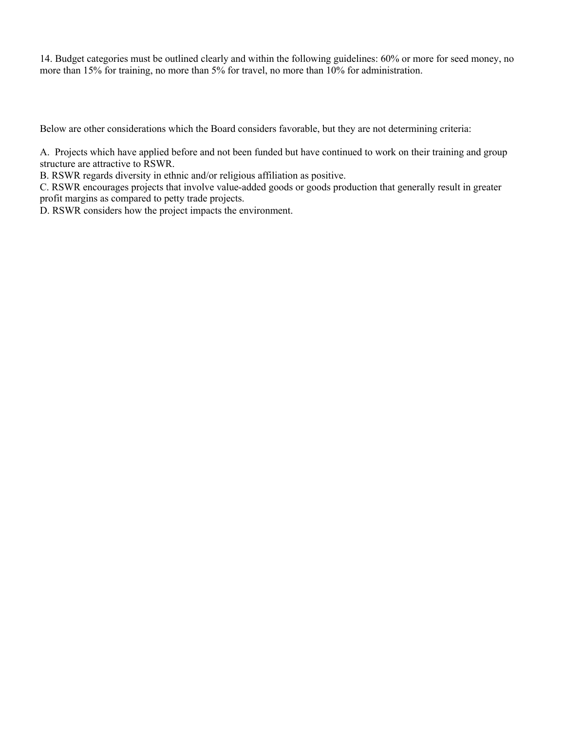14. Budget categories must be outlined clearly and within the following guidelines: 60% or more for seed money, no more than 15% for training, no more than 5% for travel, no more than 10% for administration.

Below are other considerations which the Board considers favorable, but they are not determining criteria:

A. Projects which have applied before and not been funded but have continued to work on their training and group structure are attractive to RSWR.
B. RSWR regards diversity in ethnic and/or religious affiliation as positive.
C. RSWR encourages projects that involve value-added goods or goods production that generally result in greater profit margins as compared to petty trade projects.
D. RSWR considers how the project impacts the environment.